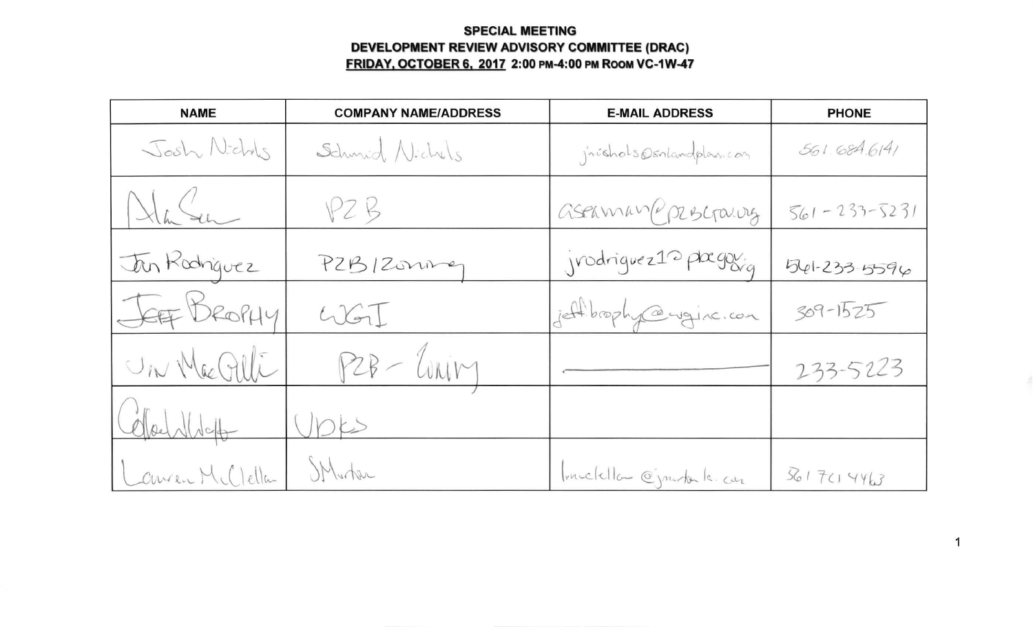**SPECIAL MEETING**
**DEVELOPMENT REVIEW ADVISORY COMMITTEE (DRAC)**
**FRIDAY, OCTOBER 6, 2017 2:00 PM-4:00 PM ROOM VC-1W-47**

| NAME | COMPANY NAME/ADDRESS | E-MAIL ADDRESS | PHONE |
|---|---|---|---|
| Josh Nichols | Schmidt Nichols | jnichols@snlandplan.com | 561.684.6141 |
| Alan Seaman | PZB | aseaman@pbcgov.org | 561-233-5231 |
| Jan Rodriguez | PZB/Zoning | jrodriguez1@pbcgov.org | 561-233-5596 |
| JEFF BROPHY | WGI | jeffbrophy@wginc.com | 309-1525 |
| Jim MacGillis | PZB - Zoning | ——— | 233-5223 |
| Collene Walter | UDKS | | |
| Lauren McClellan | JMorton | lmcclellan@jmortonlc.com | 561 721 4463 |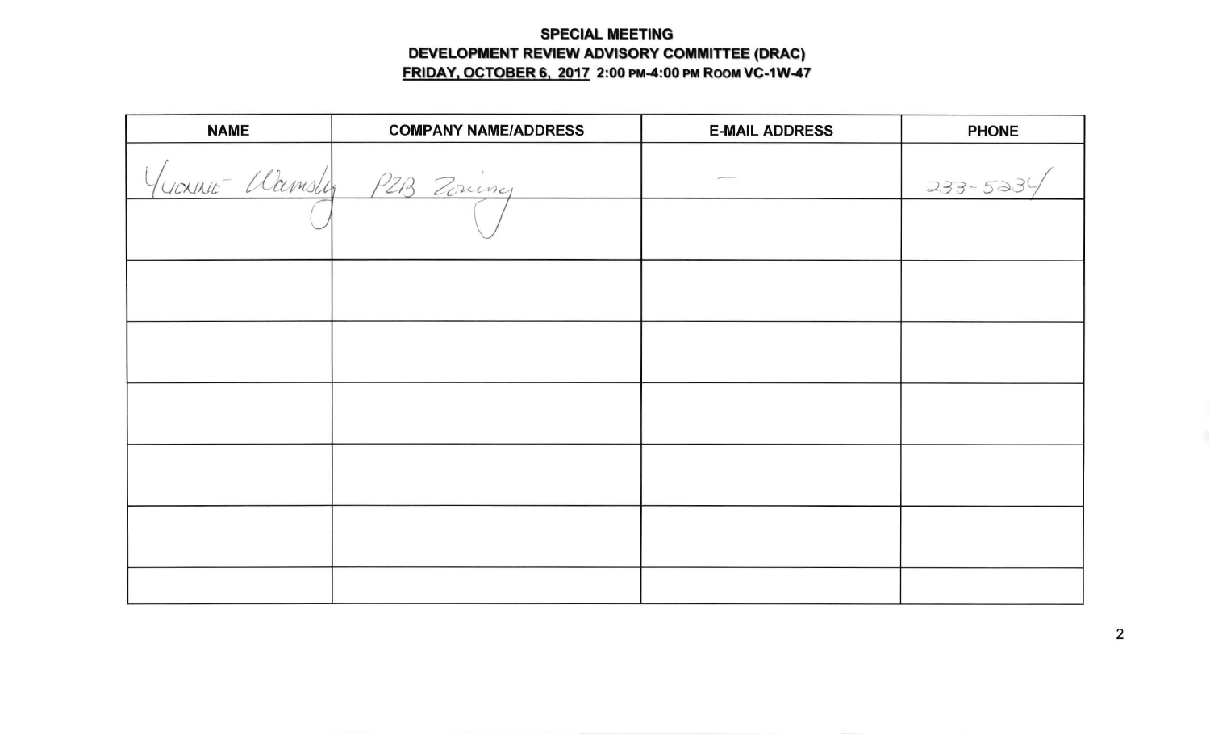**SPECIAL MEETING**
**DEVELOPMENT REVIEW ADVISORY COMMITTEE (DRAC)**
**FRIDAY, OCTOBER 6, 2017 2:00 PM-4:00 PM ROOM VC-1W-47**

| NAME | COMPANY NAME/ADDRESS | E-MAIL ADDRESS | PHONE |
|---|---|---|---|
| Yvonne Wamsley | PZB Zoning | — | 233-5234 |
| | | | |
| | | | |
| | | | |
| | | | |
| | | | |
| | | | |
| | | | |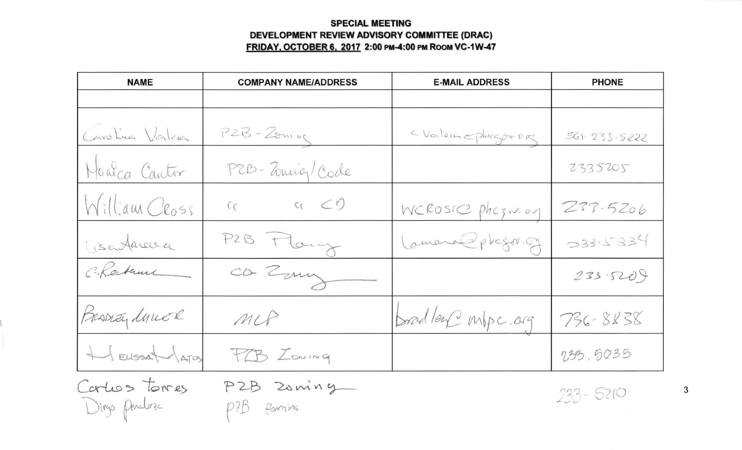**SPECIAL MEETING**
**DEVELOPMENT REVIEW ADVISORY COMMITTEE (DRAC)**
**FRIDAY, OCTOBER 6, 2017 2:00 PM-4:00 PM ROOM VC-1W-47**

| NAME | COMPANY NAME/ADDRESS | E-MAIL ADDRESS | PHONE |
|---|---|---|---|
| | | | |
| Carolina Valera | PZB - Zoning | cValera@pbcgov.org | 561-233-5222 |
| Monica Cantor | PZB - Zoning/Code | | 2335205 |
| William Cross | " " CD | WCROSS@pbcgov.org | 233-5206 |
| Lisa Amara | PZB Planning | lamara@pbcgov.org | 233-5334 |
| C. Rechtman | CD Zoning | | 233-5209 |
| Bradley Miller | MLP | bradley@mlpc.org | 736-8838 |
| Melissa Matos | PZB Zoning | | 233-5035 |
| Carlos Torres | PZB Zoning | | 233-5210 |
| Diego Penaloza | PZB Zoning | | |